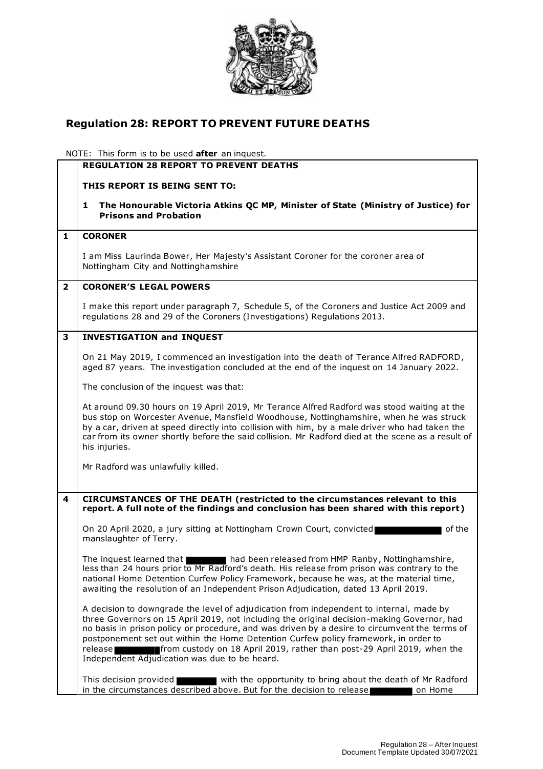# Regulation 28: REPORT TO PREVENT FUTURE DEATHS

NOTE: This form is to be used **after** an inquest.

**REGULATION 28 REPORT TO PREVENT DEATHS**

**THIS REPORT IS BEING SENT TO:**

1. **The Honourable Victoria Atkins QC MP, Minister of State (Ministry of Justice) for Prisons and Probation**

## 1 CORONER

I am Miss Laurinda Bower, Her Majesty's Assistant Coroner for the coroner area of Nottingham City and Nottinghamshire

## 2 CORONER'S LEGAL POWERS

I make this report under paragraph 7, Schedule 5, of the Coroners and Justice Act 2009 and regulations 28 and 29 of the Coroners (Investigations) Regulations 2013.

## 3 INVESTIGATION and INQUEST

On 21 May 2019, I commenced an investigation into the death of Terance Alfred RADFORD, aged 87 years. The investigation concluded at the end of the inquest on 14 January 2022.

The conclusion of the inquest was that:

At around 09.30 hours on 19 April 2019, Mr Terance Alfred Radford was stood waiting at the bus stop on Worcester Avenue, Mansfield Woodhouse, Nottinghamshire, when he was struck by a car, driven at speed directly into collision with him, by a male driver who had taken the car from its owner shortly before the said collision. Mr Radford died at the scene as a result of his injuries.

Mr Radford was unlawfully killed.

## 4 CIRCUMSTANCES OF THE DEATH (restricted to the circumstances relevant to this report. A full note of the findings and conclusion has been shared with this report)

On 20 April 2020, a jury sitting at Nottingham Crown Court, convicted ████████ of the manslaughter of Terry.

The inquest learned that ████████ had been released from HMP Ranby, Nottinghamshire, less than 24 hours prior to Mr Radford's death. His release from prison was contrary to the national Home Detention Curfew Policy Framework, because he was, at the material time, awaiting the resolution of an Independent Prison Adjudication, dated 13 April 2019.

A decision to downgrade the level of adjudication from independent to internal, made by three Governors on 15 April 2019, not including the original decision-making Governor, had no basis in prison policy or procedure, and was driven by a desire to circumvent the terms of postponement set out within the Home Detention Curfew policy framework, in order to release ████████ from custody on 18 April 2019, rather than post-29 April 2019, when the Independent Adjudication was due to be heard.

This decision provided ████████ with the opportunity to bring about the death of Mr Radford in the circumstances described above. But for the decision to release ████████ on Home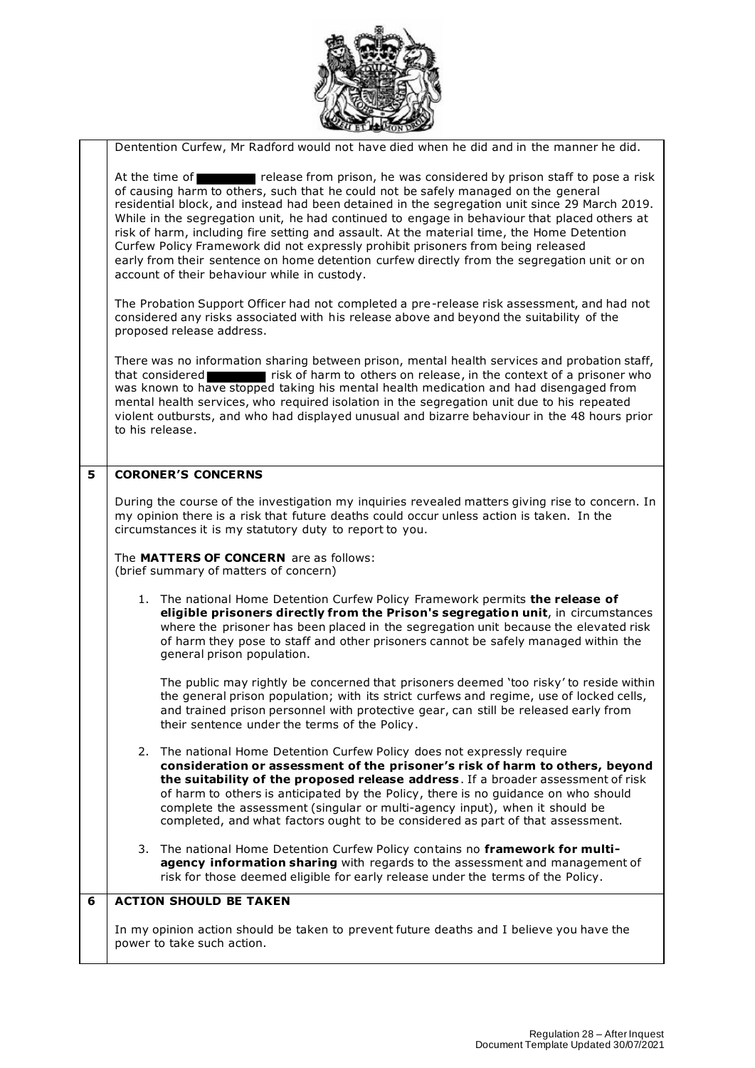Dentention Curfew, Mr Radford would not have died when he did and in the manner he did.

At the time of ████ release from prison, he was considered by prison staff to pose a risk of causing harm to others, such that he could not be safely managed on the general residential block, and instead had been detained in the segregation unit since 29 March 2019. While in the segregation unit, he had continued to engage in behaviour that placed others at risk of harm, including fire setting and assault. At the material time, the Home Detention Curfew Policy Framework did not expressly prohibit prisoners from being released early from their sentence on home detention curfew directly from the segregation unit or on account of their behaviour while in custody.

The Probation Support Officer had not completed a pre-release risk assessment, and had not considered any risks associated with his release above and beyond the suitability of the proposed release address.

There was no information sharing between prison, mental health services and probation staff, that considered ████ risk of harm to others on release, in the context of a prisoner who was known to have stopped taking his mental health medication and had disengaged from mental health services, who required isolation in the segregation unit due to his repeated violent outbursts, and who had displayed unusual and bizarre behaviour in the 48 hours prior to his release.

## 5 CORONER'S CONCERNS

During the course of the investigation my inquiries revealed matters giving rise to concern. In my opinion there is a risk that future deaths could occur unless action is taken. In the circumstances it is my statutory duty to report to you.

The **MATTERS OF CONCERN** are as follows:
(brief summary of matters of concern)

1. The national Home Detention Curfew Policy Framework permits **the release of eligible prisoners directly from the Prison's segregation unit**, in circumstances where the prisoner has been placed in the segregation unit because the elevated risk of harm they pose to staff and other prisoners cannot be safely managed within the general prison population.

   The public may rightly be concerned that prisoners deemed 'too risky' to reside within the general prison population; with its strict curfews and regime, use of locked cells, and trained prison personnel with protective gear, can still be released early from their sentence under the terms of the Policy.

2. The national Home Detention Curfew Policy does not expressly require **consideration or assessment of the prisoner's risk of harm to others, beyond the suitability of the proposed release address**. If a broader assessment of risk of harm to others is anticipated by the Policy, there is no guidance on who should complete the assessment (singular or multi-agency input), when it should be completed, and what factors ought to be considered as part of that assessment.

3. The national Home Detention Curfew Policy contains no **framework for multi-agency information sharing** with regards to the assessment and management of risk for those deemed eligible for early release under the terms of the Policy.

## 6 ACTION SHOULD BE TAKEN

In my opinion action should be taken to prevent future deaths and I believe you have the power to take such action.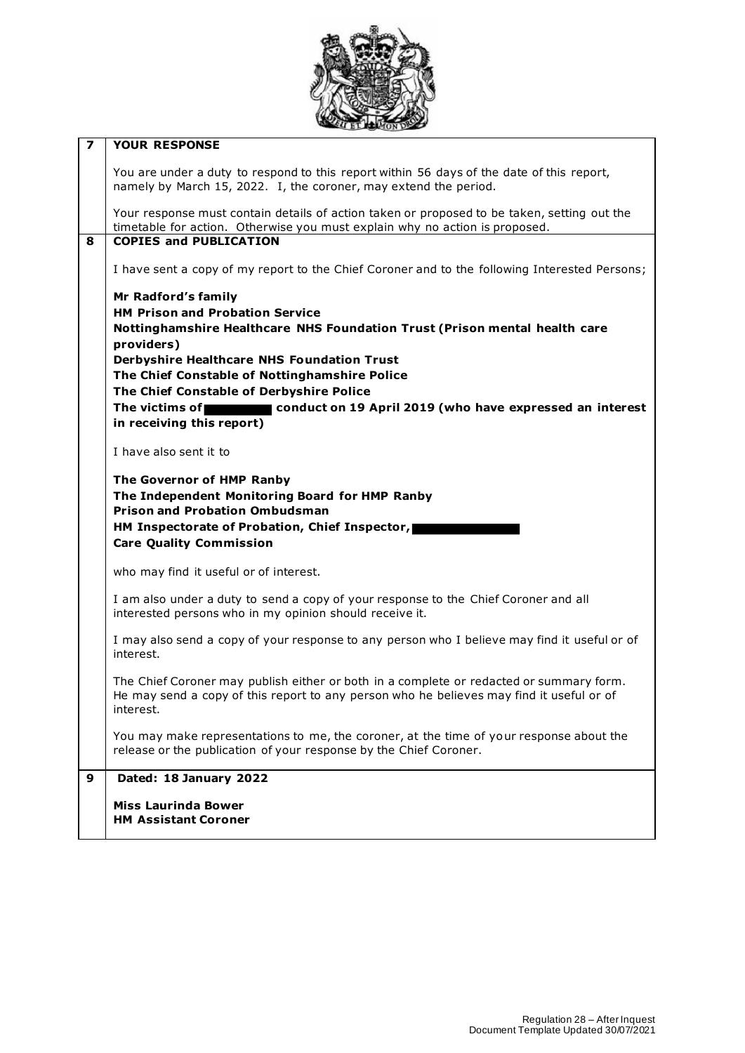| | | |
|---|---|---|
| **7** | **YOUR RESPONSE** | You are under a duty to respond to this report within 56 days of the date of this report, namely by March 15, 2022. I, the coroner, may extend the period.<br><br>Your response must contain details of action taken or proposed to be taken, setting out the timetable for action. Otherwise you must explain why no action is proposed. |
| **8** | **COPIES and PUBLICATION** | I have sent a copy of my report to the Chief Coroner and to the following Interested Persons;<br><br>**Mr Radford's family**<br>**HM Prison and Probation Service**<br>**Nottinghamshire Healthcare NHS Foundation Trust (Prison mental health care providers)**<br>**Derbyshire Healthcare NHS Foundation Trust**<br>**The Chief Constable of Nottinghamshire Police**<br>**The Chief Constable of Derbyshire Police**<br>**The victims of ████ conduct on 19 April 2019 (who have expressed an interest in receiving this report)**<br><br>I have also sent it to<br><br>**The Governor of HMP Ranby**<br>**The Independent Monitoring Board for HMP Ranby**<br>**Prison and Probation Ombudsman**<br>**HM Inspectorate of Probation, Chief Inspector, ████**<br>**Care Quality Commission**<br><br>who may find it useful or of interest.<br><br>I am also under a duty to send a copy of your response to the Chief Coroner and all interested persons who in my opinion should receive it.<br><br>I may also send a copy of your response to any person who I believe may find it useful or of interest.<br><br>The Chief Coroner may publish either or both in a complete or redacted or summary form. He may send a copy of this report to any person who he believes may find it useful or of interest.<br><br>You may make representations to me, the coroner, at the time of your response about the release or the publication of your response by the Chief Coroner. |
| **9** | **Dated: 18 January 2022** | **Miss Laurinda Bower**<br>**HM Assistant Coroner** |

Regulation 28 – After Inquest
Document Template Updated 30/07/2021